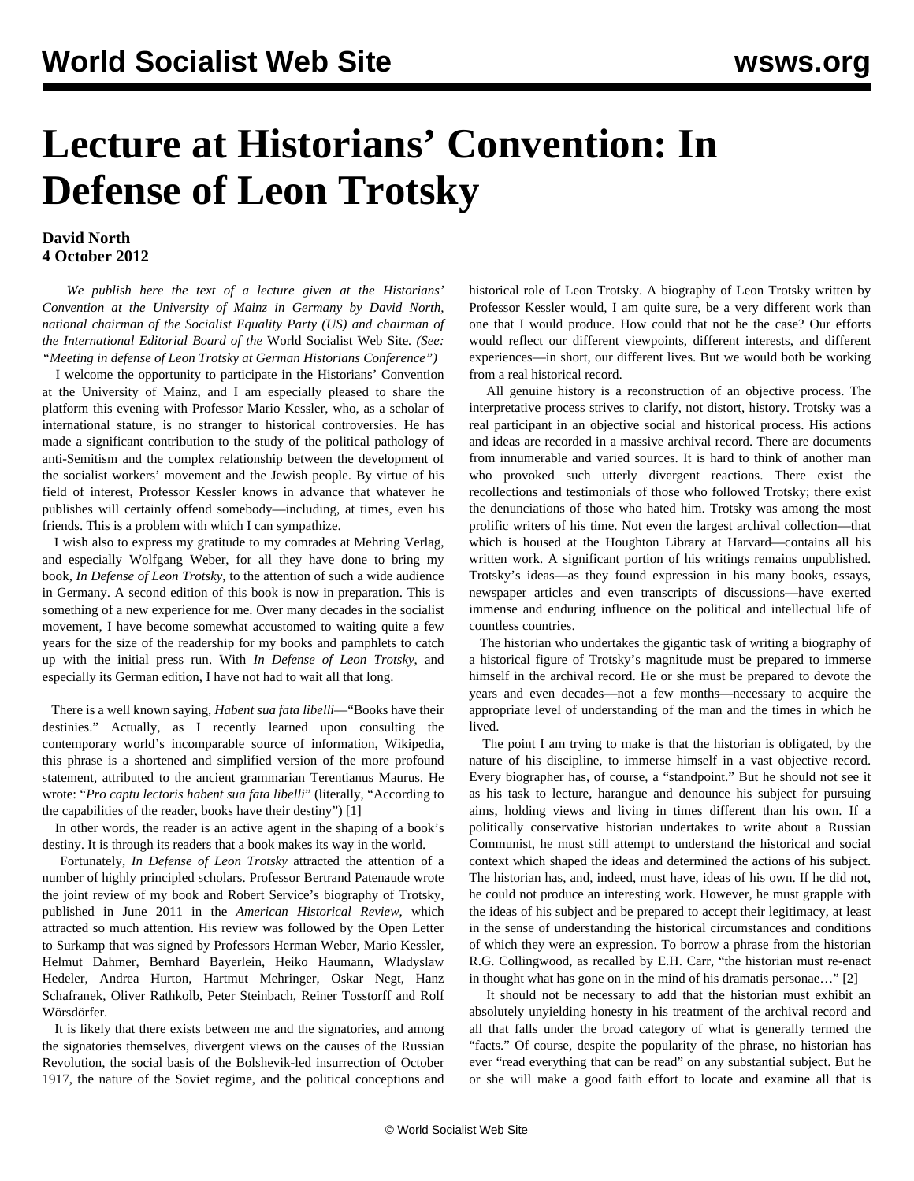# Lecture at Historians' Convention: In Defense of Leon Trotsky

**David North**
**4 October 2012**

*We publish here the text of a lecture given at the Historians' Convention at the University of Mainz in Germany by David North, national chairman of the Socialist Equality Party (US) and chairman of the International Editorial Board of the* World Socialist Web Site*. (See: "Meeting in defense of Leon Trotsky at German Historians Conference")*

I welcome the opportunity to participate in the Historians' Convention at the University of Mainz, and I am especially pleased to share the platform this evening with Professor Mario Kessler, who, as a scholar of international stature, is no stranger to historical controversies. He has made a significant contribution to the study of the political pathology of anti-Semitism and the complex relationship between the development of the socialist workers' movement and the Jewish people. By virtue of his field of interest, Professor Kessler knows in advance that whatever he publishes will certainly offend somebody—including, at times, even his friends. This is a problem with which I can sympathize.

I wish also to express my gratitude to my comrades at Mehring Verlag, and especially Wolfgang Weber, for all they have done to bring my book, *In Defense of Leon Trotsky*, to the attention of such a wide audience in Germany. A second edition of this book is now in preparation. This is something of a new experience for me. Over many decades in the socialist movement, I have become somewhat accustomed to waiting quite a few years for the size of the readership for my books and pamphlets to catch up with the initial press run. With *In Defense of Leon Trotsky*, and especially its German edition, I have not had to wait all that long.

There is a well known saying, *Habent sua fata libelli*—"Books have their destinies." Actually, as I recently learned upon consulting the contemporary world's incomparable source of information, Wikipedia, this phrase is a shortened and simplified version of the more profound statement, attributed to the ancient grammarian Terentianus Maurus. He wrote: "*Pro captu lectoris habent sua fata libelli*" (literally, "According to the capabilities of the reader, books have their destiny") [1]

In other words, the reader is an active agent in the shaping of a book's destiny. It is through its readers that a book makes its way in the world.

Fortunately, *In Defense of Leon Trotsky* attracted the attention of a number of highly principled scholars. Professor Bertrand Patenaude wrote the joint review of my book and Robert Service's biography of Trotsky, published in June 2011 in the *American Historical Review*, which attracted so much attention. His review was followed by the Open Letter to Surkamp that was signed by Professors Herman Weber, Mario Kessler, Helmut Dahmer, Bernhard Bayerlein, Heiko Haumann, Wladyslaw Hedeler, Andrea Hurton, Hartmut Mehringer, Oskar Negt, Hanz Schafranek, Oliver Rathkolb, Peter Steinbach, Reiner Tosstorff and Rolf Wörsdörfer.

It is likely that there exists between me and the signatories, and among the signatories themselves, divergent views on the causes of the Russian Revolution, the social basis of the Bolshevik-led insurrection of October 1917, the nature of the Soviet regime, and the political conceptions and historical role of Leon Trotsky. A biography of Leon Trotsky written by Professor Kessler would, I am quite sure, be a very different work than one that I would produce. How could that not be the case? Our efforts would reflect our different viewpoints, different interests, and different experiences—in short, our different lives. But we would both be working from a real historical record.

All genuine history is a reconstruction of an objective process. The interpretative process strives to clarify, not distort, history. Trotsky was a real participant in an objective social and historical process. His actions and ideas are recorded in a massive archival record. There are documents from innumerable and varied sources. It is hard to think of another man who provoked such utterly divergent reactions. There exist the recollections and testimonials of those who followed Trotsky; there exist the denunciations of those who hated him. Trotsky was among the most prolific writers of his time. Not even the largest archival collection—that which is housed at the Houghton Library at Harvard—contains all his written work. A significant portion of his writings remains unpublished. Trotsky's ideas—as they found expression in his many books, essays, newspaper articles and even transcripts of discussions—have exerted immense and enduring influence on the political and intellectual life of countless countries.

The historian who undertakes the gigantic task of writing a biography of a historical figure of Trotsky's magnitude must be prepared to immerse himself in the archival record. He or she must be prepared to devote the years and even decades—not a few months—necessary to acquire the appropriate level of understanding of the man and the times in which he lived.

The point I am trying to make is that the historian is obligated, by the nature of his discipline, to immerse himself in a vast objective record. Every biographer has, of course, a "standpoint." But he should not see it as his task to lecture, harangue and denounce his subject for pursuing aims, holding views and living in times different than his own. If a politically conservative historian undertakes to write about a Russian Communist, he must still attempt to understand the historical and social context which shaped the ideas and determined the actions of his subject. The historian has, and, indeed, must have, ideas of his own. If he did not, he could not produce an interesting work. However, he must grapple with the ideas of his subject and be prepared to accept their legitimacy, at least in the sense of understanding the historical circumstances and conditions of which they were an expression. To borrow a phrase from the historian R.G. Collingwood, as recalled by E.H. Carr, "the historian must re-enact in thought what has gone on in the mind of his dramatis personae…" [2]

It should not be necessary to add that the historian must exhibit an absolutely unyielding honesty in his treatment of the archival record and all that falls under the broad category of what is generally termed the "facts." Of course, despite the popularity of the phrase, no historian has ever "read everything that can be read" on any substantial subject. But he or she will make a good faith effort to locate and examine all that is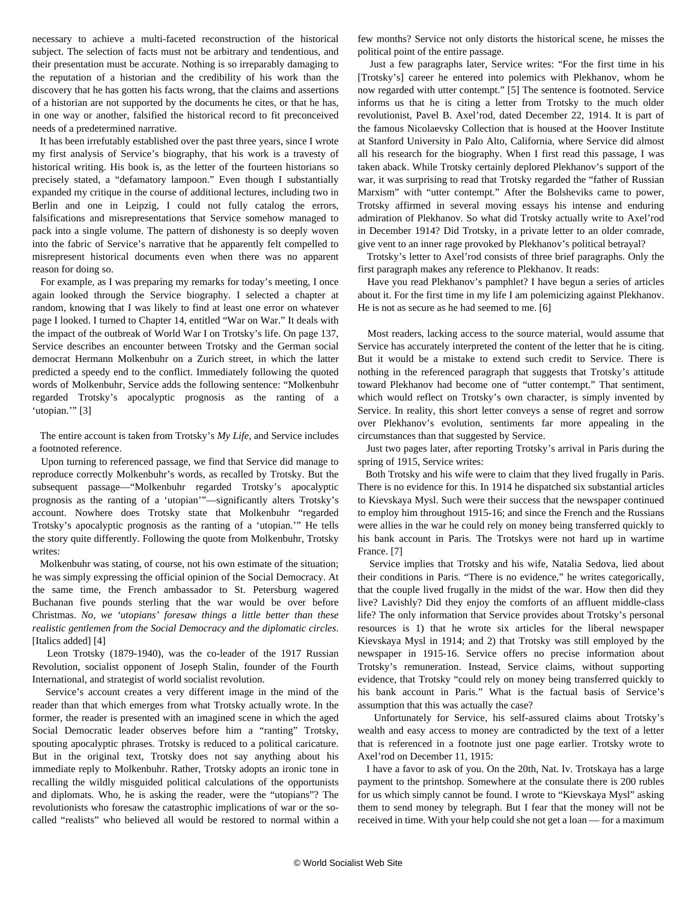necessary to achieve a multi-faceted reconstruction of the historical subject. The selection of facts must not be arbitrary and tendentious, and their presentation must be accurate. Nothing is so irreparably damaging to the reputation of a historian and the credibility of his work than the discovery that he has gotten his facts wrong, that the claims and assertions of a historian are not supported by the documents he cites, or that he has, in one way or another, falsified the historical record to fit preconceived needs of a predetermined narrative.

It has been irrefutably established over the past three years, since I wrote my first analysis of Service's biography, that his work is a travesty of historical writing. His book is, as the letter of the fourteen historians so precisely stated, a "defamatory lampoon." Even though I substantially expanded my critique in the course of additional lectures, including two in Berlin and one in Leipzig, I could not fully catalog the errors, falsifications and misrepresentations that Service somehow managed to pack into a single volume. The pattern of dishonesty is so deeply woven into the fabric of Service's narrative that he apparently felt compelled to misrepresent historical documents even when there was no apparent reason for doing so.

For example, as I was preparing my remarks for today's meeting, I once again looked through the Service biography. I selected a chapter at random, knowing that I was likely to find at least one error on whatever page I looked. I turned to Chapter 14, entitled "War on War." It deals with the impact of the outbreak of World War I on Trotsky's life. On page 137, Service describes an encounter between Trotsky and the German social democrat Hermann Molkenbuhr on a Zurich street, in which the latter predicted a speedy end to the conflict. Immediately following the quoted words of Molkenbuhr, Service adds the following sentence: "Molkenbuhr regarded Trotsky's apocalyptic prognosis as the ranting of a 'utopian.'" [3]

The entire account is taken from Trotsky's *My Life*, and Service includes a footnoted reference.

Upon turning to referenced passage, we find that Service did manage to reproduce correctly Molkenbuhr's words, as recalled by Trotsky. But the subsequent passage—"Molkenbuhr regarded Trotsky's apocalyptic prognosis as the ranting of a 'utopian'"—significantly alters Trotsky's account. Nowhere does Trotsky state that Molkenbuhr "regarded Trotsky's apocalyptic prognosis as the ranting of a 'utopian.'" He tells the story quite differently. Following the quote from Molkenbuhr, Trotsky writes:

Molkenbuhr was stating, of course, not his own estimate of the situation; he was simply expressing the official opinion of the Social Democracy. At the same time, the French ambassador to St. Petersburg wagered Buchanan five pounds sterling that the war would be over before Christmas. *No, we 'utopians' foresaw things a little better than these realistic gentlemen from the Social Democracy and the diplomatic circles.* [Italics added] [4]

Leon Trotsky (1879-1940), was the co-leader of the 1917 Russian Revolution, socialist opponent of Joseph Stalin, founder of the Fourth International, and strategist of world socialist revolution.

Service's account creates a very different image in the mind of the reader than that which emerges from what Trotsky actually wrote. In the former, the reader is presented with an imagined scene in which the aged Social Democratic leader observes before him a "ranting" Trotsky, spouting apocalyptic phrases. Trotsky is reduced to a political caricature. But in the original text, Trotsky does not say anything about his immediate reply to Molkenbuhr. Rather, Trotsky adopts an ironic tone in recalling the wildly misguided political calculations of the opportunists and diplomats. Who, he is asking the reader, were the "utopians"? The revolutionists who foresaw the catastrophic implications of war or the so-called "realists" who believed all would be restored to normal within a few months? Service not only distorts the historical scene, he misses the political point of the entire passage.

Just a few paragraphs later, Service writes: "For the first time in his [Trotsky's] career he entered into polemics with Plekhanov, whom he now regarded with utter contempt." [5] The sentence is footnoted. Service informs us that he is citing a letter from Trotsky to the much older revolutionist, Pavel B. Axel'rod, dated December 22, 1914. It is part of the famous Nicolaevsky Collection that is housed at the Hoover Institute at Stanford University in Palo Alto, California, where Service did almost all his research for the biography. When I first read this passage, I was taken aback. While Trotsky certainly deplored Plekhanov's support of the war, it was surprising to read that Trotsky regarded the "father of Russian Marxism" with "utter contempt." After the Bolsheviks came to power, Trotsky affirmed in several moving essays his intense and enduring admiration of Plekhanov. So what did Trotsky actually write to Axel'rod in December 1914? Did Trotsky, in a private letter to an older comrade, give vent to an inner rage provoked by Plekhanov's political betrayal?

Trotsky's letter to Axel'rod consists of three brief paragraphs. Only the first paragraph makes any reference to Plekhanov. It reads:

Have you read Plekhanov's pamphlet? I have begun a series of articles about it. For the first time in my life I am polemicizing against Plekhanov. He is not as secure as he had seemed to me. [6]

Most readers, lacking access to the source material, would assume that Service has accurately interpreted the content of the letter that he is citing. But it would be a mistake to extend such credit to Service. There is nothing in the referenced paragraph that suggests that Trotsky's attitude toward Plekhanov had become one of "utter contempt." That sentiment, which would reflect on Trotsky's own character, is simply invented by Service. In reality, this short letter conveys a sense of regret and sorrow over Plekhanov's evolution, sentiments far more appealing in the circumstances than that suggested by Service.

Just two pages later, after reporting Trotsky's arrival in Paris during the spring of 1915, Service writes:

Both Trotsky and his wife were to claim that they lived frugally in Paris. There is no evidence for this. In 1914 he dispatched six substantial articles to Kievskaya Mysl. Such were their success that the newspaper continued to employ him throughout 1915-16; and since the French and the Russians were allies in the war he could rely on money being transferred quickly to his bank account in Paris. The Trotskys were not hard up in wartime France. [7]

Service implies that Trotsky and his wife, Natalia Sedova, lied about their conditions in Paris. "There is no evidence," he writes categorically, that the couple lived frugally in the midst of the war. How then did they live? Lavishly? Did they enjoy the comforts of an affluent middle-class life? The only information that Service provides about Trotsky's personal resources is 1) that he wrote six articles for the liberal newspaper Kievskaya Mysl in 1914; and 2) that Trotsky was still employed by the newspaper in 1915-16. Service offers no precise information about Trotsky's remuneration. Instead, Service claims, without supporting evidence, that Trotsky "could rely on money being transferred quickly to his bank account in Paris." What is the factual basis of Service's assumption that this was actually the case?

Unfortunately for Service, his self-assured claims about Trotsky's wealth and easy access to money are contradicted by the text of a letter that is referenced in a footnote just one page earlier. Trotsky wrote to Axel'rod on December 11, 1915:

I have a favor to ask of you. On the 20th, Nat. Iv. Trotskaya has a large payment to the printshop. Somewhere at the consulate there is 200 rubles for us which simply cannot be found. I wrote to "Kievskaya Mysl" asking them to send money by telegraph. But I fear that the money will not be received in time. With your help could she not get a loan — for a maximum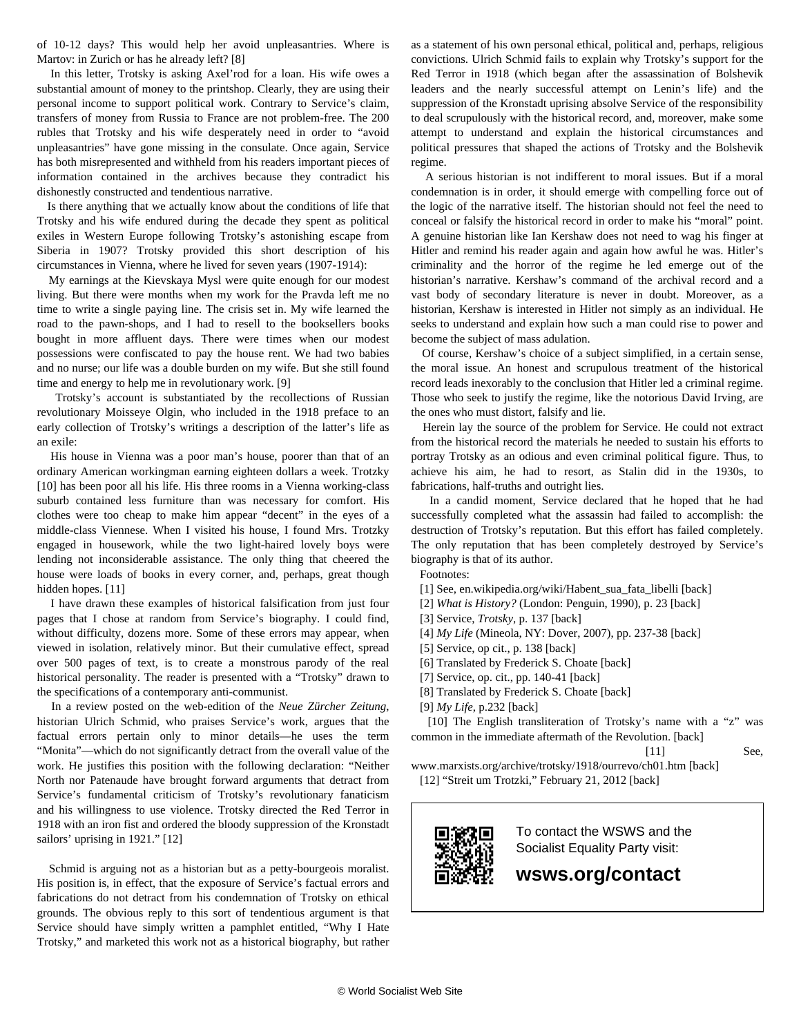of 10-12 days? This would help her avoid unpleasantries. Where is Martov: in Zurich or has he already left? [8]

In this letter, Trotsky is asking Axel'rod for a loan. His wife owes a substantial amount of money to the printshop. Clearly, they are using their personal income to support political work. Contrary to Service's claim, transfers of money from Russia to France are not problem-free. The 200 rubles that Trotsky and his wife desperately need in order to "avoid unpleasantries" have gone missing in the consulate. Once again, Service has both misrepresented and withheld from his readers important pieces of information contained in the archives because they contradict his dishonestly constructed and tendentious narrative.

Is there anything that we actually know about the conditions of life that Trotsky and his wife endured during the decade they spent as political exiles in Western Europe following Trotsky's astonishing escape from Siberia in 1907? Trotsky provided this short description of his circumstances in Vienna, where he lived for seven years (1907-1914):

My earnings at the Kievskaya Mysl were quite enough for our modest living. But there were months when my work for the Pravda left me no time to write a single paying line. The crisis set in. My wife learned the road to the pawn-shops, and I had to resell to the booksellers books bought in more affluent days. There were times when our modest possessions were confiscated to pay the house rent. We had two babies and no nurse; our life was a double burden on my wife. But she still found time and energy to help me in revolutionary work. [9]

Trotsky's account is substantiated by the recollections of Russian revolutionary Moisseye Olgin, who included in the 1918 preface to an early collection of Trotsky's writings a description of the latter's life as an exile:

His house in Vienna was a poor man's house, poorer than that of an ordinary American workingman earning eighteen dollars a week. Trotzky [10] has been poor all his life. His three rooms in a Vienna working-class suburb contained less furniture than was necessary for comfort. His clothes were too cheap to make him appear "decent" in the eyes of a middle-class Viennese. When I visited his house, I found Mrs. Trotzky engaged in housework, while the two light-haired lovely boys were lending not inconsiderable assistance. The only thing that cheered the house were loads of books in every corner, and, perhaps, great though hidden hopes. [11]

I have drawn these examples of historical falsification from just four pages that I chose at random from Service's biography. I could find, without difficulty, dozens more. Some of these errors may appear, when viewed in isolation, relatively minor. But their cumulative effect, spread over 500 pages of text, is to create a monstrous parody of the real historical personality. The reader is presented with a "Trotsky" drawn to the specifications of a contemporary anti-communist.

In a review posted on the web-edition of the *Neue Zürcher Zeitung*, historian Ulrich Schmid, who praises Service's work, argues that the factual errors pertain only to minor details—he uses the term "Monita"—which do not significantly detract from the overall value of the work. He justifies this position with the following declaration: "Neither North nor Patenaude have brought forward arguments that detract from Service's fundamental criticism of Trotsky's revolutionary fanaticism and his willingness to use violence. Trotsky directed the Red Terror in 1918 with an iron fist and ordered the bloody suppression of the Kronstadt sailors' uprising in 1921." [12]

Schmid is arguing not as a historian but as a petty-bourgeois moralist. His position is, in effect, that the exposure of Service's factual errors and fabrications do not detract from his condemnation of Trotsky on ethical grounds. The obvious reply to this sort of tendentious argument is that Service should have simply written a pamphlet entitled, "Why I Hate Trotsky," and marketed this work not as a historical biography, but rather as a statement of his own personal ethical, political and, perhaps, religious convictions. Ulrich Schmid fails to explain why Trotsky's support for the Red Terror in 1918 (which began after the assassination of Bolshevik leaders and the nearly successful attempt on Lenin's life) and the suppression of the Kronstadt uprising absolve Service of the responsibility to deal scrupulously with the historical record, and, moreover, make some attempt to understand and explain the historical circumstances and political pressures that shaped the actions of Trotsky and the Bolshevik regime.

A serious historian is not indifferent to moral issues. But if a moral condemnation is in order, it should emerge with compelling force out of the logic of the narrative itself. The historian should not feel the need to conceal or falsify the historical record in order to make his "moral" point. A genuine historian like Ian Kershaw does not need to wag his finger at Hitler and remind his reader again and again how awful he was. Hitler's criminality and the horror of the regime he led emerge out of the historian's narrative. Kershaw's command of the archival record and a vast body of secondary literature is never in doubt. Moreover, as a historian, Kershaw is interested in Hitler not simply as an individual. He seeks to understand and explain how such a man could rise to power and become the subject of mass adulation.

Of course, Kershaw's choice of a subject simplified, in a certain sense, the moral issue. An honest and scrupulous treatment of the historical record leads inexorably to the conclusion that Hitler led a criminal regime. Those who seek to justify the regime, like the notorious David Irving, are the ones who must distort, falsify and lie.

Herein lay the source of the problem for Service. He could not extract from the historical record the materials he needed to sustain his efforts to portray Trotsky as an odious and even criminal political figure. Thus, to achieve his aim, he had to resort, as Stalin did in the 1930s, to fabrications, half-truths and outright lies.

In a candid moment, Service declared that he hoped that he had successfully completed what the assassin had failed to accomplish: the destruction of Trotsky's reputation. But this effort has failed completely. The only reputation that has been completely destroyed by Service's biography is that of its author.

Footnotes:

[1] See, en.wikipedia.org/wiki/Habent_sua_fata_libelli [back]

[2] *What is History?* (London: Penguin, 1990), p. 23 [back]

[3] Service, *Trotsky*, p. 137 [back]

[4] *My Life* (Mineola, NY: Dover, 2007), pp. 237-38 [back]

[5] Service, op cit., p. 138 [back]

[6] Translated by Frederick S. Choate [back]

[7] Service, op. cit., pp. 140-41 [back]

[8] Translated by Frederick S. Choate [back]

[9] *My Life*, p.232 [back]

[10] The English transliteration of Trotsky's name with a "z" was common in the immediate aftermath of the Revolution. [back]

[11] See, www.marxists.org/archive/trotsky/1918/ourrevo/ch01.htm [back]

[12] "Streit um Trotzki," February 21, 2012 [back]

To contact the WSWS and the Socialist Equality Party visit:

**wsws.org/contact**